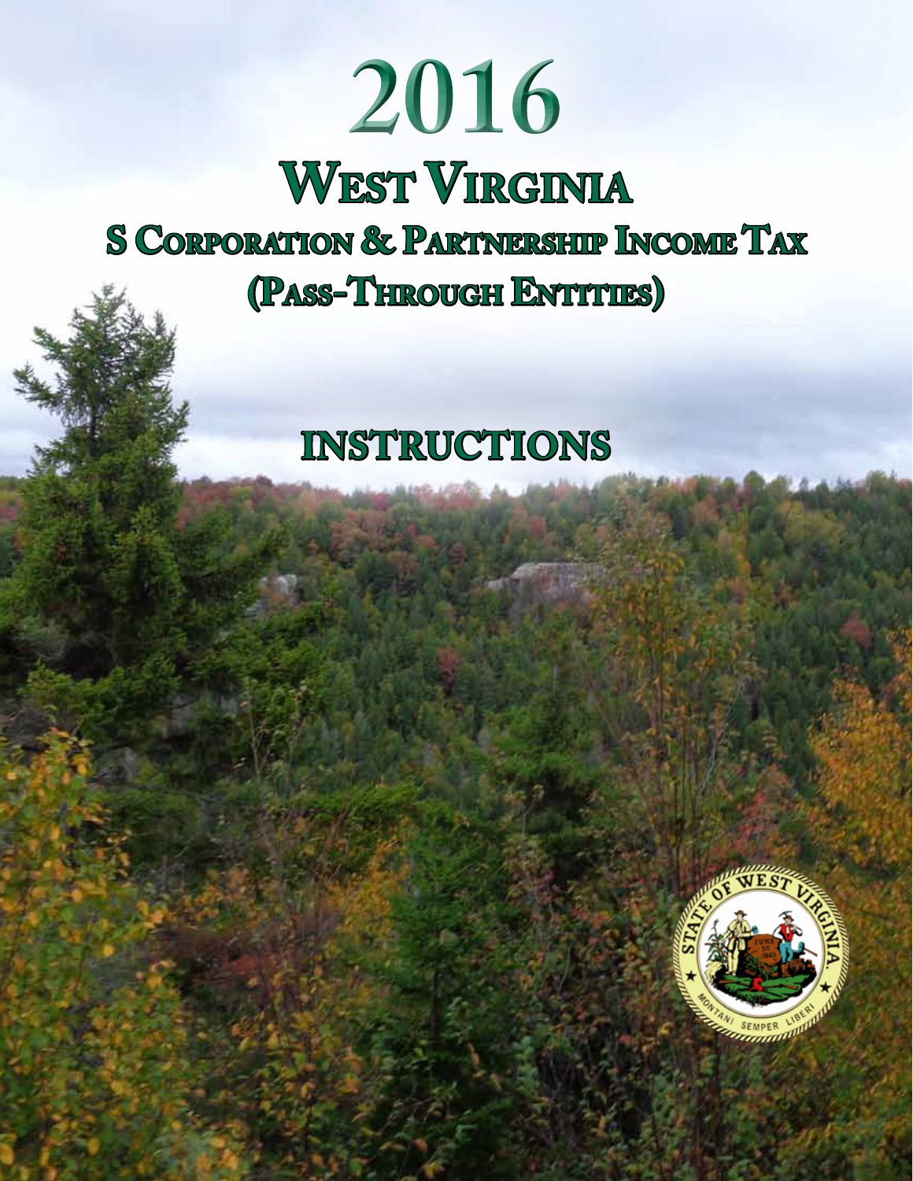# 2016

# West Virginia

## S Corporation & Partnership Income Tax

## (Pass-Through Entities)

# INSTRUCTIONS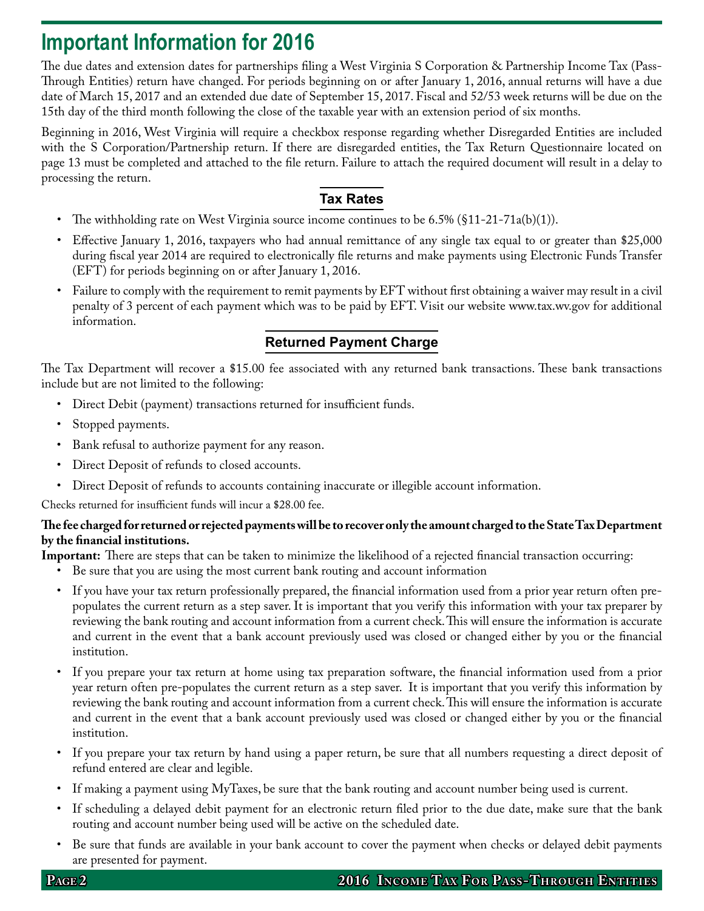# Important Information for 2016

The due dates and extension dates for partnerships filing a West Virginia S Corporation & Partnership Income Tax (Pass-Through Entities) return have changed. For periods beginning on or after January 1, 2016, annual returns will have a due date of March 15, 2017 and an extended due date of September 15, 2017. Fiscal and 52/53 week returns will be due on the 15th day of the third month following the close of the taxable year with an extension period of six months.

Beginning in 2016, West Virginia will require a checkbox response regarding whether Disregarded Entities are included with the S Corporation/Partnership return. If there are disregarded entities, the Tax Return Questionnaire located on page 13 must be completed and attached to the file return. Failure to attach the required document will result in a delay to processing the return.

## Tax Rates

- The withholding rate on West Virginia source income continues to be 6.5% (§11-21-71a(b)(1)).
- Effective January 1, 2016, taxpayers who had annual remittance of any single tax equal to or greater than $25,000 during fiscal year 2014 are required to electronically file returns and make payments using Electronic Funds Transfer (EFT) for periods beginning on or after January 1, 2016.
- Failure to comply with the requirement to remit payments by EFT without first obtaining a waiver may result in a civil penalty of 3 percent of each payment which was to be paid by EFT. Visit our website www.tax.wv.gov for additional information.

## Returned Payment Charge

The Tax Department will recover a $15.00 fee associated with any returned bank transactions. These bank transactions include but are not limited to the following:

- Direct Debit (payment) transactions returned for insufficient funds.
- Stopped payments.
- Bank refusal to authorize payment for any reason.
- Direct Deposit of refunds to closed accounts.
- Direct Deposit of refunds to accounts containing inaccurate or illegible account information.

Checks returned for insufficient funds will incur a $28.00 fee.

**The fee charged for returned or rejected payments will be to recover only the amount charged to the State Tax Department by the financial institutions.**

**Important:** There are steps that can be taken to minimize the likelihood of a rejected financial transaction occurring:

- Be sure that you are using the most current bank routing and account information
- If you have your tax return professionally prepared, the financial information used from a prior year return often pre-populates the current return as a step saver. It is important that you verify this information with your tax preparer by reviewing the bank routing and account information from a current check. This will ensure the information is accurate and current in the event that a bank account previously used was closed or changed either by you or the financial institution.
- If you prepare your tax return at home using tax preparation software, the financial information used from a prior year return often pre-populates the current return as a step saver. It is important that you verify this information by reviewing the bank routing and account information from a current check. This will ensure the information is accurate and current in the event that a bank account previously used was closed or changed either by you or the financial institution.
- If you prepare your tax return by hand using a paper return, be sure that all numbers requesting a direct deposit of refund entered are clear and legible.
- If making a payment using MyTaxes, be sure that the bank routing and account number being used is current.
- If scheduling a delayed debit payment for an electronic return filed prior to the due date, make sure that the bank routing and account number being used will be active on the scheduled date.
- Be sure that funds are available in your bank account to cover the payment when checks or delayed debit payments are presented for payment.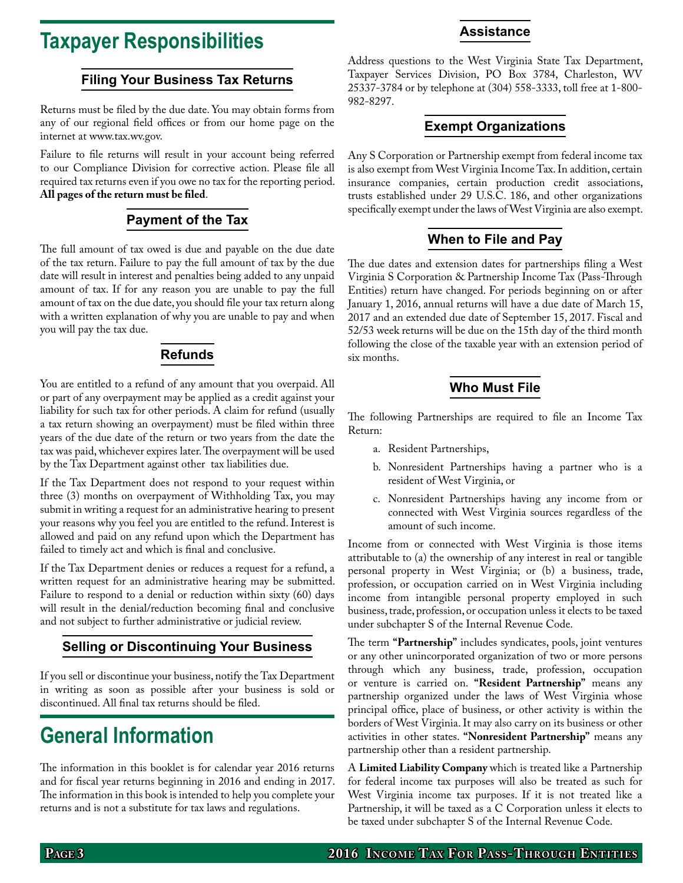# Taxpayer Responsibilities

## Filing Your Business Tax Returns

Returns must be filed by the due date. You may obtain forms from any of our regional field offices or from our home page on the internet at www.tax.wv.gov.

Failure to file returns will result in your account being referred to our Compliance Division for corrective action. Please file all required tax returns even if you owe no tax for the reporting period. **All pages of the return must be filed**.

## Payment of the Tax

The full amount of tax owed is due and payable on the due date of the tax return. Failure to pay the full amount of tax by the due date will result in interest and penalties being added to any unpaid amount of tax. If for any reason you are unable to pay the full amount of tax on the due date, you should file your tax return along with a written explanation of why you are unable to pay and when you will pay the tax due.

## Refunds

You are entitled to a refund of any amount that you overpaid. All or part of any overpayment may be applied as a credit against your liability for such tax for other periods. A claim for refund (usually a tax return showing an overpayment) must be filed within three years of the due date of the return or two years from the date the tax was paid, whichever expires later. The overpayment will be used by the Tax Department against other tax liabilities due.

If the Tax Department does not respond to your request within three (3) months on overpayment of Withholding Tax, you may submit in writing a request for an administrative hearing to present your reasons why you feel you are entitled to the refund. Interest is allowed and paid on any refund upon which the Department has failed to timely act and which is final and conclusive.

If the Tax Department denies or reduces a request for a refund, a written request for an administrative hearing may be submitted. Failure to respond to a denial or reduction within sixty (60) days will result in the denial/reduction becoming final and conclusive and not subject to further administrative or judicial review.

## Selling or Discontinuing Your Business

If you sell or discontinue your business, notify the Tax Department in writing as soon as possible after your business is sold or discontinued. All final tax returns should be filed.

# General Information

The information in this booklet is for calendar year 2016 returns and for fiscal year returns beginning in 2016 and ending in 2017. The information in this book is intended to help you complete your returns and is not a substitute for tax laws and regulations.

## Assistance

Address questions to the West Virginia State Tax Department, Taxpayer Services Division, PO Box 3784, Charleston, WV 25337-3784 or by telephone at (304) 558-3333, toll free at 1-800-982-8297.

## Exempt Organizations

Any S Corporation or Partnership exempt from federal income tax is also exempt from West Virginia Income Tax. In addition, certain insurance companies, certain production credit associations, trusts established under 29 U.S.C. 186, and other organizations specifically exempt under the laws of West Virginia are also exempt.

## When to File and Pay

The due dates and extension dates for partnerships filing a West Virginia S Corporation & Partnership Income Tax (Pass-Through Entities) return have changed. For periods beginning on or after January 1, 2016, annual returns will have a due date of March 15, 2017 and an extended due date of September 15, 2017. Fiscal and 52/53 week returns will be due on the 15th day of the third month following the close of the taxable year with an extension period of six months.

## Who Must File

The following Partnerships are required to file an Income Tax Return:

a. Resident Partnerships,

b. Nonresident Partnerships having a partner who is a resident of West Virginia, or

c. Nonresident Partnerships having any income from or connected with West Virginia sources regardless of the amount of such income.

Income from or connected with West Virginia is those items attributable to (a) the ownership of any interest in real or tangible personal property in West Virginia; or (b) a business, trade, profession, or occupation carried on in West Virginia including income from intangible personal property employed in such business, trade, profession, or occupation unless it elects to be taxed under subchapter S of the Internal Revenue Code.

The term **"Partnership"** includes syndicates, pools, joint ventures or any other unincorporated organization of two or more persons through which any business, trade, profession, occupation or venture is carried on. **"Resident Partnership"** means any partnership organized under the laws of West Virginia whose principal office, place of business, or other activity is within the borders of West Virginia. It may also carry on its business or other activities in other states. **"Nonresident Partnership"** means any partnership other than a resident partnership.

A **Limited Liability Company** which is treated like a Partnership for federal income tax purposes will also be treated as such for West Virginia income tax purposes. If it is not treated like a Partnership, it will be taxed as a C Corporation unless it elects to be taxed under subchapter S of the Internal Revenue Code.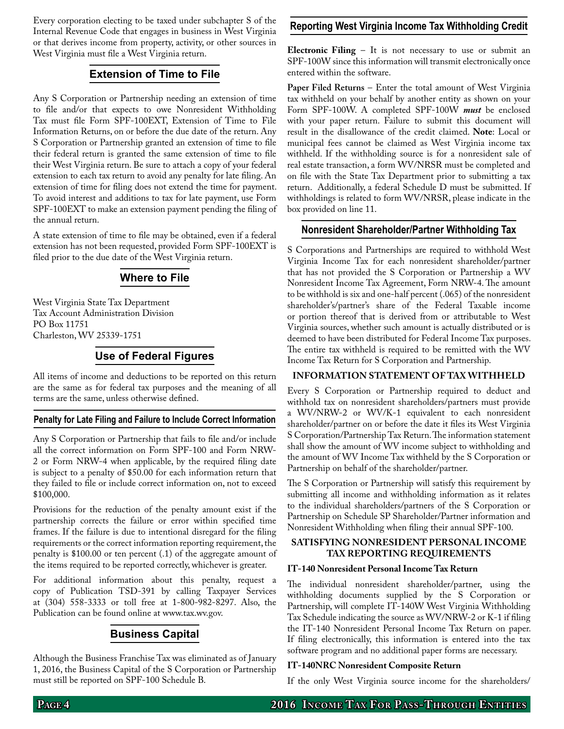Every corporation electing to be taxed under subchapter S of the Internal Revenue Code that engages in business in West Virginia or that derives income from property, activity, or other sources in West Virginia must file a West Virginia return.

## Extension of Time to File

Any S Corporation or Partnership needing an extension of time to file and/or that expects to owe Nonresident Withholding Tax must file Form SPF-100EXT, Extension of Time to File Information Returns, on or before the due date of the return. Any S Corporation or Partnership granted an extension of time to file their federal return is granted the same extension of time to file their West Virginia return. Be sure to attach a copy of your federal extension to each tax return to avoid any penalty for late filing. An extension of time for filing does not extend the time for payment. To avoid interest and additions to tax for late payment, use Form SPF-100EXT to make an extension payment pending the filing of the annual return.

A state extension of time to file may be obtained, even if a federal extension has not been requested, provided Form SPF-100EXT is filed prior to the due date of the West Virginia return.

## Where to File

West Virginia State Tax Department
Tax Account Administration Division
PO Box 11751
Charleston, WV 25339-1751

## Use of Federal Figures

All items of income and deductions to be reported on this return are the same as for federal tax purposes and the meaning of all terms are the same, unless otherwise defined.

## Penalty for Late Filing and Failure to Include Correct Information

Any S Corporation or Partnership that fails to file and/or include all the correct information on Form SPF-100 and Form NRW-2 or Form NRW-4 when applicable, by the required filing date is subject to a penalty of $50.00 for each information return that they failed to file or include correct information on, not to exceed $100,000.

Provisions for the reduction of the penalty amount exist if the partnership corrects the failure or error within specified time frames. If the failure is due to intentional disregard for the filing requirements or the correct information reporting requirement, the penalty is $100.00 or ten percent (.1) of the aggregate amount of the items required to be reported correctly, whichever is greater.

For additional information about this penalty, request a copy of Publication TSD-391 by calling Taxpayer Services at (304) 558-3333 or toll free at 1-800-982-8297. Also, the Publication can be found online at www.tax.wv.gov.

## Business Capital

Although the Business Franchise Tax was eliminated as of January 1, 2016, the Business Capital of the S Corporation or Partnership must still be reported on SPF-100 Schedule B.

## Reporting West Virginia Income Tax Withholding Credit

**Electronic Filing** – It is not necessary to use or submit an SPF-100W since this information will transmit electronically once entered within the software.

**Paper Filed Returns** – Enter the total amount of West Virginia tax withheld on your behalf by another entity as shown on your Form SPF-100W. A completed SPF-100W ***must*** be enclosed with your paper return. Failure to submit this document will result in the disallowance of the credit claimed. **Note**: Local or municipal fees cannot be claimed as West Virginia income tax withheld. If the withholding source is for a nonresident sale of real estate transaction, a form WV/NRSR must be completed and on file with the State Tax Department prior to submitting a tax return. Additionally, a federal Schedule D must be submitted. If withholdings is related to form WV/NRSR, please indicate in the box provided on line 11.

## Nonresident Shareholder/Partner Withholding Tax

S Corporations and Partnerships are required to withhold West Virginia Income Tax for each nonresident shareholder/partner that has not provided the S Corporation or Partnership a WV Nonresident Income Tax Agreement, Form NRW-4. The amount to be withhold is six and one-half percent (.065) of the nonresident shareholder's/partner's share of the Federal Taxable income or portion thereof that is derived from or attributable to West Virginia sources, whether such amount is actually distributed or is deemed to have been distributed for Federal Income Tax purposes. The entire tax withheld is required to be remitted with the WV Income Tax Return for S Corporation and Partnership.

### INFORMATION STATEMENT OF TAX WITHHELD

Every S Corporation or Partnership required to deduct and withhold tax on nonresident shareholders/partners must provide a WV/NRW-2 or WV/K-1 equivalent to each nonresident shareholder/partner on or before the date it files its West Virginia S Corporation/Partnership Tax Return. The information statement shall show the amount of WV income subject to withholding and the amount of WV Income Tax withheld by the S Corporation or Partnership on behalf of the shareholder/partner.

The S Corporation or Partnership will satisfy this requirement by submitting all income and withholding information as it relates to the individual shareholders/partners of the S Corporation or Partnership on Schedule SP Shareholder/Partner information and Nonresident Withholding when filing their annual SPF-100.

### SATISFYING NONRESIDENT PERSONAL INCOME TAX REPORTING REQUIREMENTS

**IT-140 Nonresident Personal Income Tax Return**

The individual nonresident shareholder/partner, using the withholding documents supplied by the S Corporation or Partnership, will complete IT-140W West Virginia Withholding Tax Schedule indicating the source as WV/NRW-2 or K-1 if filing the IT-140 Nonresident Personal Income Tax Return on paper. If filing electronically, this information is entered into the tax software program and no additional paper forms are necessary.

**IT-140NRC Nonresident Composite Return**

If the only West Virginia source income for the shareholders/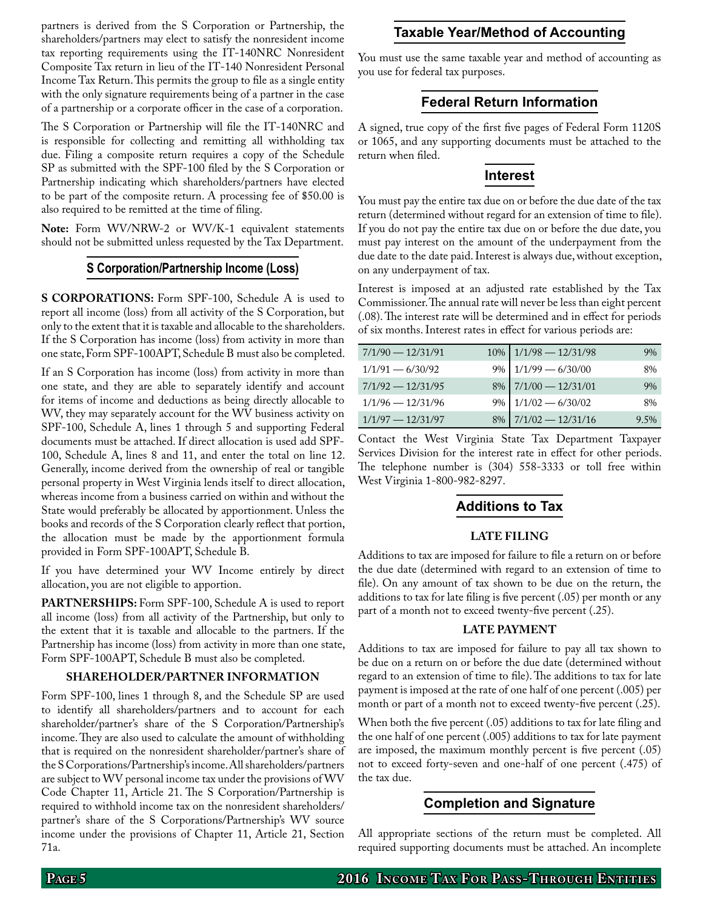partners is derived from the S Corporation or Partnership, the shareholders/partners may elect to satisfy the nonresident income tax reporting requirements using the IT-140NRC Nonresident Composite Tax return in lieu of the IT-140 Nonresident Personal Income Tax Return. This permits the group to file as a single entity with the only signature requirements being of a partner in the case of a partnership or a corporate officer in the case of a corporation.

The S Corporation or Partnership will file the IT-140NRC and is responsible for collecting and remitting all withholding tax due. Filing a composite return requires a copy of the Schedule SP as submitted with the SPF-100 filed by the S Corporation or Partnership indicating which shareholders/partners have elected to be part of the composite return. A processing fee of $50.00 is also required to be remitted at the time of filing.

**Note:** Form WV/NRW-2 or WV/K-1 equivalent statements should not be submitted unless requested by the Tax Department.

## S Corporation/Partnership Income (Loss)

**S CORPORATIONS:** Form SPF-100, Schedule A is used to report all income (loss) from all activity of the S Corporation, but only to the extent that it is taxable and allocable to the shareholders. If the S Corporation has income (loss) from activity in more than one state, Form SPF-100APT, Schedule B must also be completed.

If an S Corporation has income (loss) from activity in more than one state, and they are able to separately identify and account for items of income and deductions as being directly allocable to WV, they may separately account for the WV business activity on SPF-100, Schedule A, lines 1 through 5 and supporting Federal documents must be attached. If direct allocation is used add SPF-100, Schedule A, lines 8 and 11, and enter the total on line 12. Generally, income derived from the ownership of real or tangible personal property in West Virginia lends itself to direct allocation, whereas income from a business carried on within and without the State would preferably be allocated by apportionment. Unless the books and records of the S Corporation clearly reflect that portion, the allocation must be made by the apportionment formula provided in Form SPF-100APT, Schedule B.

If you have determined your WV Income entirely by direct allocation, you are not eligible to apportion.

**PARTNERSHIPS:** Form SPF-100, Schedule A is used to report all income (loss) from all activity of the Partnership, but only to the extent that it is taxable and allocable to the partners. If the Partnership has income (loss) from activity in more than one state, Form SPF-100APT, Schedule B must also be completed.

### SHAREHOLDER/PARTNER INFORMATION

Form SPF-100, lines 1 through 8, and the Schedule SP are used to identify all shareholders/partners and to account for each shareholder/partner's share of the S Corporation/Partnership's income. They are also used to calculate the amount of withholding that is required on the nonresident shareholder/partner's share of the S Corporations/Partnership's income. All shareholders/partners are subject to WV personal income tax under the provisions of WV Code Chapter 11, Article 21. The S Corporation/Partnership is required to withhold income tax on the nonresident shareholders/partner's share of the S Corporations/Partnership's WV source income under the provisions of Chapter 11, Article 21, Section 71a.

## Taxable Year/Method of Accounting

You must use the same taxable year and method of accounting as you use for federal tax purposes.

## Federal Return Information

A signed, true copy of the first five pages of Federal Form 1120S or 1065, and any supporting documents must be attached to the return when filed.

## Interest

You must pay the entire tax due on or before the due date of the tax return (determined without regard for an extension of time to file). If you do not pay the entire tax due on or before the due date, you must pay interest on the amount of the underpayment from the due date to the date paid. Interest is always due, without exception, on any underpayment of tax.

Interest is imposed at an adjusted rate established by the Tax Commissioner. The annual rate will never be less than eight percent (.08). The interest rate will be determined and in effect for periods of six months. Interest rates in effect for various periods are:

| Period | Rate | Period | Rate |
|---|---|---|---|
| 7/1/90 — 12/31/91 | 10% | 1/1/98 — 12/31/98 | 9% |
| 1/1/91 — 6/30/92 | 9% | 1/1/99 — 6/30/00 | 8% |
| 7/1/92 — 12/31/95 | 8% | 7/1/00 — 12/31/01 | 9% |
| 1/1/96 — 12/31/96 | 9% | 1/1/02 — 6/30/02 | 8% |
| 1/1/97 — 12/31/97 | 8% | 7/1/02 — 12/31/16 | 9.5% |

Contact the West Virginia State Tax Department Taxpayer Services Division for the interest rate in effect for other periods. The telephone number is (304) 558-3333 or toll free within West Virginia 1-800-982-8297.

## Additions to Tax

### LATE FILING

Additions to tax are imposed for failure to file a return on or before the due date (determined with regard to an extension of time to file). On any amount of tax shown to be due on the return, the additions to tax for late filing is five percent (.05) per month or any part of a month not to exceed twenty-five percent (.25).

### LATE PAYMENT

Additions to tax are imposed for failure to pay all tax shown to be due on a return on or before the due date (determined without regard to an extension of time to file). The additions to tax for late payment is imposed at the rate of one half of one percent (.005) per month or part of a month not to exceed twenty-five percent (.25).

When both the five percent (.05) additions to tax for late filing and the one half of one percent (.005) additions to tax for late payment are imposed, the maximum monthly percent is five percent (.05) not to exceed forty-seven and one-half of one percent (.475) of the tax due.

## Completion and Signature

All appropriate sections of the return must be completed. All required supporting documents must be attached. An incomplete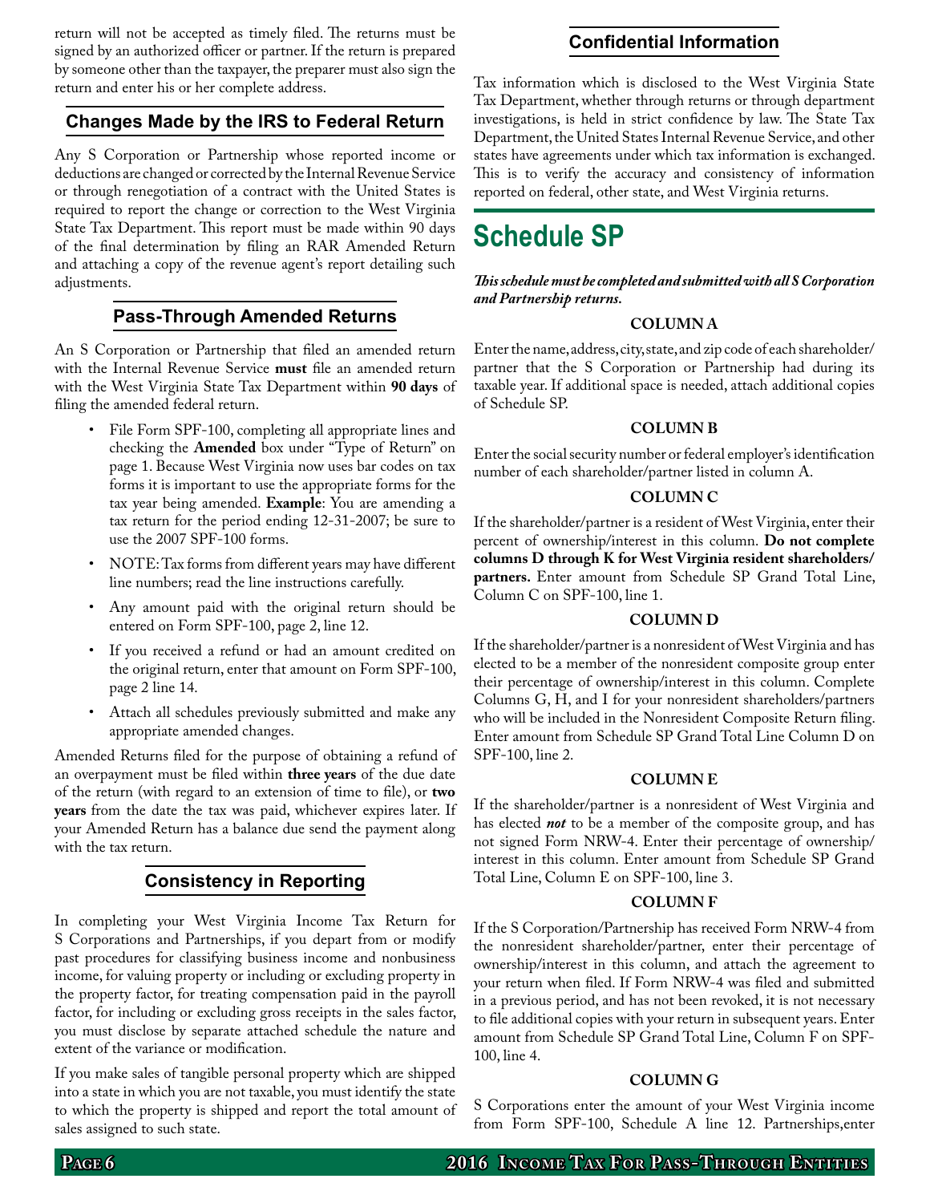return will not be accepted as timely filed. The returns must be signed by an authorized officer or partner. If the return is prepared by someone other than the taxpayer, the preparer must also sign the return and enter his or her complete address.

### Changes Made by the IRS to Federal Return

Any S Corporation or Partnership whose reported income or deductions are changed or corrected by the Internal Revenue Service or through renegotiation of a contract with the United States is required to report the change or correction to the West Virginia State Tax Department. This report must be made within 90 days of the final determination by filing an RAR Amended Return and attaching a copy of the revenue agent's report detailing such adjustments.

### Pass-Through Amended Returns

An S Corporation or Partnership that filed an amended return with the Internal Revenue Service **must** file an amended return with the West Virginia State Tax Department within **90 days** of filing the amended federal return.

- File Form SPF-100, completing all appropriate lines and checking the **Amended** box under "Type of Return" on page 1. Because West Virginia now uses bar codes on tax forms it is important to use the appropriate forms for the tax year being amended. **Example**: You are amending a tax return for the period ending 12-31-2007; be sure to use the 2007 SPF-100 forms.
- NOTE: Tax forms from different years may have different line numbers; read the line instructions carefully.
- Any amount paid with the original return should be entered on Form SPF-100, page 2, line 12.
- If you received a refund or had an amount credited on the original return, enter that amount on Form SPF-100, page 2 line 14.
- Attach all schedules previously submitted and make any appropriate amended changes.

Amended Returns filed for the purpose of obtaining a refund of an overpayment must be filed within **three years** of the due date of the return (with regard to an extension of time to file), or **two years** from the date the tax was paid, whichever expires later. If your Amended Return has a balance due send the payment along with the tax return.

### Consistency in Reporting

In completing your West Virginia Income Tax Return for S Corporations and Partnerships, if you depart from or modify past procedures for classifying business income and nonbusiness income, for valuing property or including or excluding property in the property factor, for treating compensation paid in the payroll factor, for including or excluding gross receipts in the sales factor, you must disclose by separate attached schedule the nature and extent of the variance or modification.

If you make sales of tangible personal property which are shipped into a state in which you are not taxable, you must identify the state to which the property is shipped and report the total amount of sales assigned to such state.

### Confidential Information

Tax information which is disclosed to the West Virginia State Tax Department, whether through returns or through department investigations, is held in strict confidence by law. The State Tax Department, the United States Internal Revenue Service, and other states have agreements under which tax information is exchanged. This is to verify the accuracy and consistency of information reported on federal, other state, and West Virginia returns.

## Schedule SP

***This schedule must be completed and submitted with all S Corporation and Partnership returns.***

**COLUMN A**

Enter the name, address, city, state, and zip code of each shareholder/partner that the S Corporation or Partnership had during its taxable year. If additional space is needed, attach additional copies of Schedule SP.

**COLUMN B**

Enter the social security number or federal employer's identification number of each shareholder/partner listed in column A.

**COLUMN C**

If the shareholder/partner is a resident of West Virginia, enter their percent of ownership/interest in this column. **Do not complete columns D through K for West Virginia resident shareholders/partners.** Enter amount from Schedule SP Grand Total Line, Column C on SPF-100, line 1.

**COLUMN D**

If the shareholder/partner is a nonresident of West Virginia and has elected to be a member of the nonresident composite group enter their percentage of ownership/interest in this column. Complete Columns G, H, and I for your nonresident shareholders/partners who will be included in the Nonresident Composite Return filing. Enter amount from Schedule SP Grand Total Line Column D on SPF-100, line 2.

**COLUMN E**

If the shareholder/partner is a nonresident of West Virginia and has elected ***not*** to be a member of the composite group, and has not signed Form NRW-4. Enter their percentage of ownership/interest in this column. Enter amount from Schedule SP Grand Total Line, Column E on SPF-100, line 3.

**COLUMN F**

If the S Corporation/Partnership has received Form NRW-4 from the nonresident shareholder/partner, enter their percentage of ownership/interest in this column, and attach the agreement to your return when filed. If Form NRW-4 was filed and submitted in a previous period, and has not been revoked, it is not necessary to file additional copies with your return in subsequent years. Enter amount from Schedule SP Grand Total Line, Column F on SPF-100, line 4.

**COLUMN G**

S Corporations enter the amount of your West Virginia income from Form SPF-100, Schedule A line 12. Partnerships,enter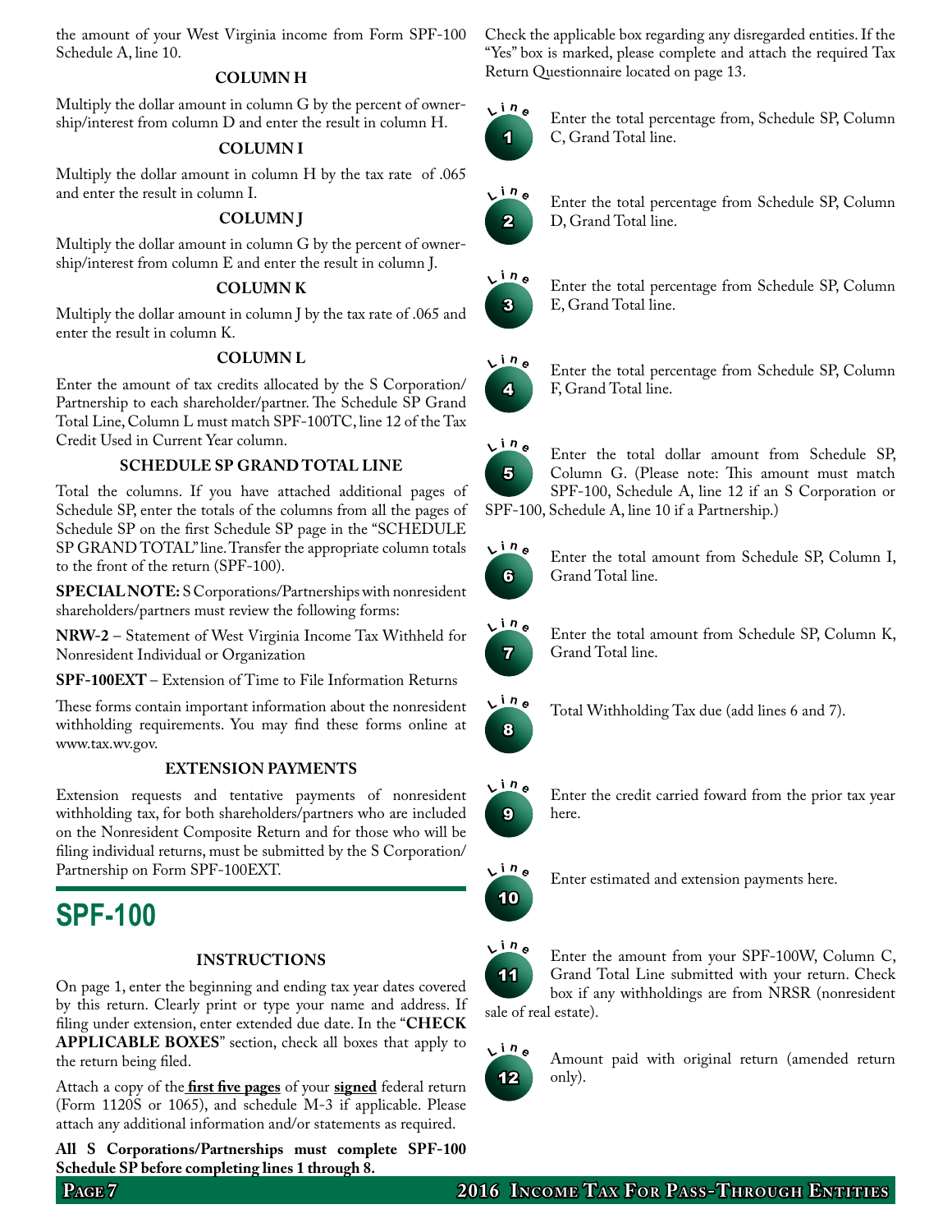the amount of your West Virginia income from Form SPF-100 Schedule A, line 10.

### COLUMN H

Multiply the dollar amount in column G by the percent of ownership/interest from column D and enter the result in column H.

### COLUMN I

Multiply the dollar amount in column H by the tax rate of .065 and enter the result in column I.

### COLUMN J

Multiply the dollar amount in column G by the percent of ownership/interest from column E and enter the result in column J.

### COLUMN K

Multiply the dollar amount in column J by the tax rate of .065 and enter the result in column K.

### COLUMN L

Enter the amount of tax credits allocated by the S Corporation/Partnership to each shareholder/partner. The Schedule SP Grand Total Line, Column L must match SPF-100TC, line 12 of the Tax Credit Used in Current Year column.

### SCHEDULE SP GRAND TOTAL LINE

Total the columns. If you have attached additional pages of Schedule SP, enter the totals of the columns from all the pages of Schedule SP on the first Schedule SP page in the "SCHEDULE SP GRAND TOTAL" line. Transfer the appropriate column totals to the front of the return (SPF-100).

**SPECIAL NOTE:** S Corporations/Partnerships with nonresident shareholders/partners must review the following forms:

**NRW-2** – Statement of West Virginia Income Tax Withheld for Nonresident Individual or Organization

**SPF-100EXT** – Extension of Time to File Information Returns

These forms contain important information about the nonresident withholding requirements. You may find these forms online at www.tax.wv.gov.

### EXTENSION PAYMENTS

Extension requests and tentative payments of nonresident withholding tax, for both shareholders/partners who are included on the Nonresident Composite Return and for those who will be filing individual returns, must be submitted by the S Corporation/Partnership on Form SPF-100EXT.

## SPF-100

### INSTRUCTIONS

On page 1, enter the beginning and ending tax year dates covered by this return. Clearly print or type your name and address. If filing under extension, enter extended due date. In the "**CHECK APPLICABLE BOXES**" section, check all boxes that apply to the return being filed.

Attach a copy of the **first five pages** of your **signed** federal return (Form 1120S or 1065), and schedule M-3 if applicable. Please attach any additional information and/or statements as required.

**All S Corporations/Partnerships must complete SPF-100 Schedule SP before completing lines 1 through 8.**

Check the applicable box regarding any disregarded entities. If the "Yes" box is marked, please complete and attach the required Tax Return Questionnaire located on page 13.

**Line 1** Enter the total percentage from, Schedule SP, Column C, Grand Total line.

**Line 2** Enter the total percentage from Schedule SP, Column D, Grand Total line.

**Line 3** Enter the total percentage from Schedule SP, Column E, Grand Total line.

**Line 4** Enter the total percentage from Schedule SP, Column F, Grand Total line.

**Line 5** Enter the total dollar amount from Schedule SP, Column G. (Please note: This amount must match SPF-100, Schedule A, line 12 if an S Corporation or SPF-100, Schedule A, line 10 if a Partnership.)

**Line 6** Enter the total amount from Schedule SP, Column I, Grand Total line.

**Line 7** Enter the total amount from Schedule SP, Column K, Grand Total line.

**Line 8** Total Withholding Tax due (add lines 6 and 7).

**Line 9** Enter the credit carried foward from the prior tax year here.

**Line 10** Enter estimated and extension payments here.

**Line 11** Enter the amount from your SPF-100W, Column C, Grand Total Line submitted with your return. Check box if any withholdings are from NRSR (nonresident sale of real estate).

**Line 12** Amount paid with original return (amended return only).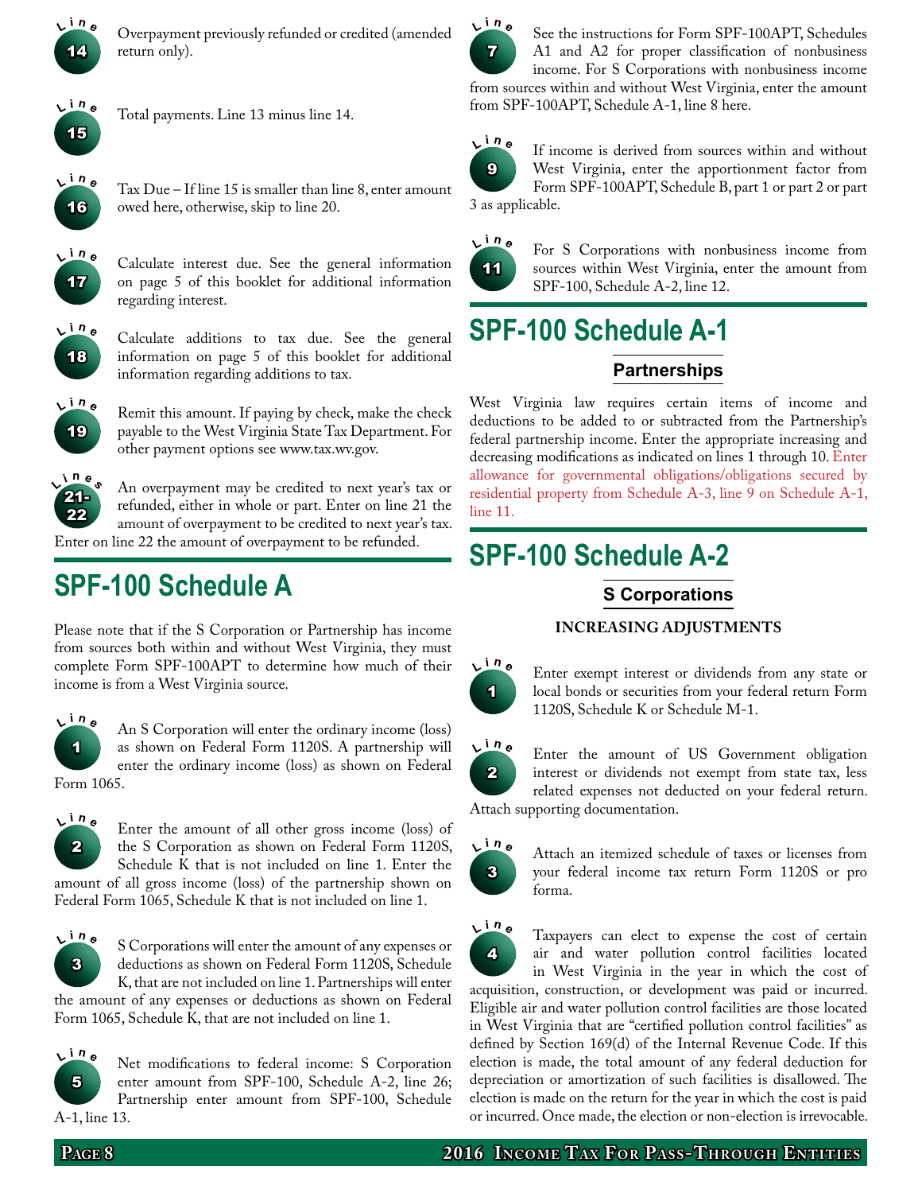**Line 14** Overpayment previously refunded or credited (amended return only).

**Line 15** Total payments. Line 13 minus line 14.

**Line 16** Tax Due – If line 15 is smaller than line 8, enter amount owed here, otherwise, skip to line 20.

**Line 17** Calculate interest due. See the general information on page 5 of this booklet for additional information regarding interest.

**Line 18** Calculate additions to tax due. See the general information on page 5 of this booklet for additional information regarding additions to tax.

**Line 19** Remit this amount. If paying by check, make the check payable to the West Virginia State Tax Department. For other payment options see www.tax.wv.gov.

**Lines 21-22** An overpayment may be credited to next year's tax or refunded, either in whole or part. Enter on line 21 the amount of overpayment to be credited to next year's tax. Enter on line 22 the amount of overpayment to be refunded.

# SPF-100 Schedule A

Please note that if the S Corporation or Partnership has income from sources both within and without West Virginia, they must complete Form SPF-100APT to determine how much of their income is from a West Virginia source.

**Line 1** An S Corporation will enter the ordinary income (loss) as shown on Federal Form 1120S. A partnership will enter the ordinary income (loss) as shown on Federal Form 1065.

**Line 2** Enter the amount of all other gross income (loss) of the S Corporation as shown on Federal Form 1120S, Schedule K that is not included on line 1. Enter the amount of all gross income (loss) of the partnership shown on Federal Form 1065, Schedule K that is not included on line 1.

**Line 3** S Corporations will enter the amount of any expenses or deductions as shown on Federal Form 1120S, Schedule K, that are not included on line 1. Partnerships will enter the amount of any expenses or deductions as shown on Federal Form 1065, Schedule K, that are not included on line 1.

**Line 5** Net modifications to federal income: S Corporation enter amount from SPF-100, Schedule A-2, line 26; Partnership enter amount from SPF-100, Schedule A-1, line 13.

**Line 7** See the instructions for Form SPF-100APT, Schedules A1 and A2 for proper classification of nonbusiness income. For S Corporations with nonbusiness income from sources within and without West Virginia, enter the amount from SPF-100APT, Schedule A-1, line 8 here.

**Line 9** If income is derived from sources within and without West Virginia, enter the apportionment factor from Form SPF-100APT, Schedule B, part 1 or part 2 or part 3 as applicable.

**Line 11** For S Corporations with nonbusiness income from sources within West Virginia, enter the amount from SPF-100, Schedule A-2, line 12.

# SPF-100 Schedule A-1

## Partnerships

West Virginia law requires certain items of income and deductions to be added to or subtracted from the Partnership's federal partnership income. Enter the appropriate increasing and decreasing modifications as indicated on lines 1 through 10. Enter allowance for governmental obligations/obligations secured by residential property from Schedule A-3, line 9 on Schedule A-1, line 11.

# SPF-100 Schedule A-2

## S Corporations

### INCREASING ADJUSTMENTS

**Line 1** Enter exempt interest or dividends from any state or local bonds or securities from your federal return Form 1120S, Schedule K or Schedule M-1.

**Line 2** Enter the amount of US Government obligation interest or dividends not exempt from state tax, less related expenses not deducted on your federal return. Attach supporting documentation.

**Line 3** Attach an itemized schedule of taxes or licenses from your federal income tax return Form 1120S or pro forma.

**Line 4** Taxpayers can elect to expense the cost of certain air and water pollution control facilities located in West Virginia in the year in which the cost of acquisition, construction, or development was paid or incurred. Eligible air and water pollution control facilities are those located in West Virginia that are "certified pollution control facilities" as defined by Section 169(d) of the Internal Revenue Code. If this election is made, the total amount of any federal deduction for depreciation or amortization of such facilities is disallowed. The election is made on the return for the year in which the cost is paid or incurred. Once made, the election or non-election is irrevocable.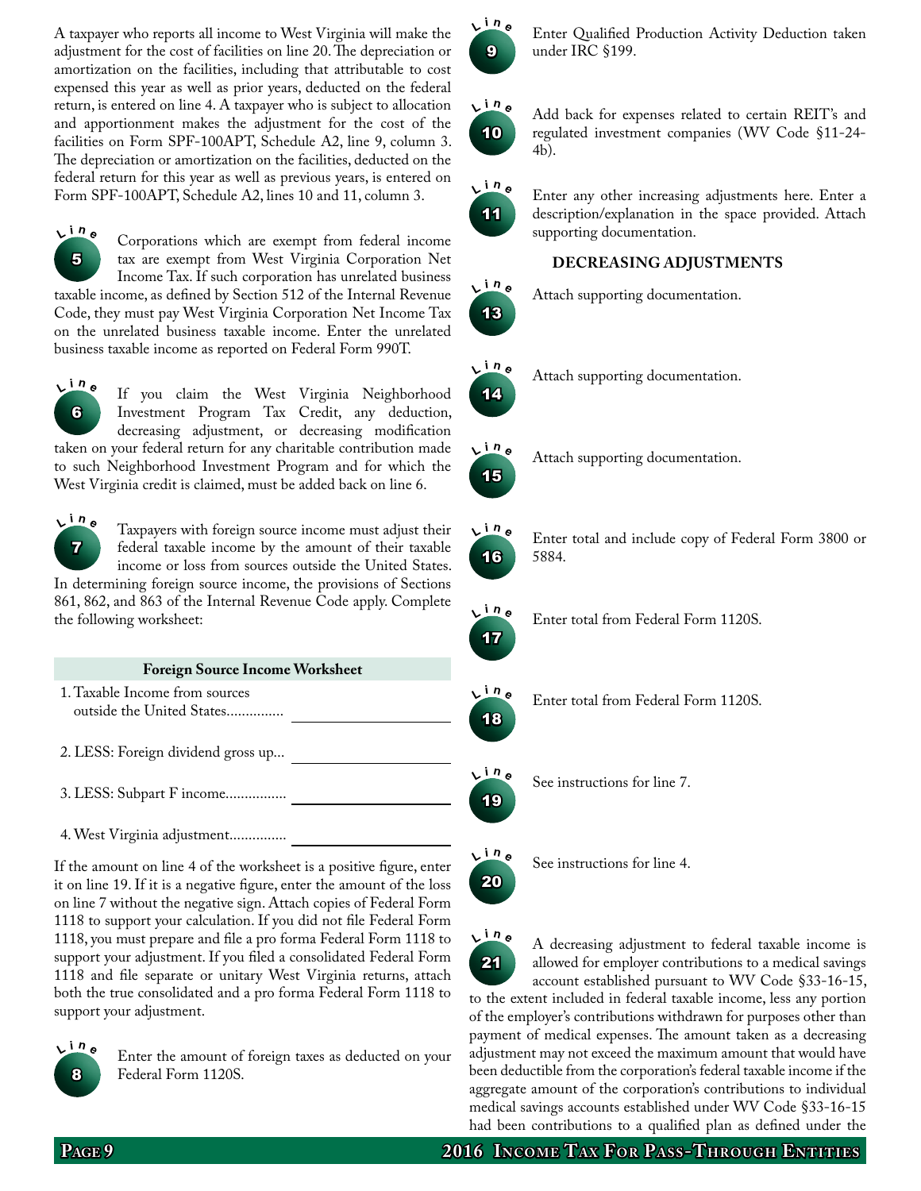A taxpayer who reports all income to West Virginia will make the adjustment for the cost of facilities on line 20. The depreciation or amortization on the facilities, including that attributable to cost expensed this year as well as prior years, deducted on the federal return, is entered on line 4. A taxpayer who is subject to allocation and apportionment makes the adjustment for the cost of the facilities on Form SPF-100APT, Schedule A2, line 9, column 3. The depreciation or amortization on the facilities, deducted on the federal return for this year as well as previous years, is entered on Form SPF-100APT, Schedule A2, lines 10 and 11, column 3.

**Line 5** Corporations which are exempt from federal income tax are exempt from West Virginia Corporation Net Income Tax. If such corporation has unrelated business taxable income, as defined by Section 512 of the Internal Revenue Code, they must pay West Virginia Corporation Net Income Tax on the unrelated business taxable income. Enter the unrelated business taxable income as reported on Federal Form 990T.

**Line 6** If you claim the West Virginia Neighborhood Investment Program Tax Credit, any deduction, decreasing adjustment, or decreasing modification taken on your federal return for any charitable contribution made to such Neighborhood Investment Program and for which the West Virginia credit is claimed, must be added back on line 6.

**Line 7** Taxpayers with foreign source income must adjust their federal taxable income by the amount of their taxable income or loss from sources outside the United States. In determining foreign source income, the provisions of Sections 861, 862, and 863 of the Internal Revenue Code apply. Complete the following worksheet:

| Foreign Source Income Worksheet | |
|---|---|
| 1. Taxable Income from sources outside the United States.............. | |
| 2. LESS: Foreign dividend gross up... | |
| 3. LESS: Subpart F income................ | |
| 4. West Virginia adjustment.............. | |

If the amount on line 4 of the worksheet is a positive figure, enter it on line 19. If it is a negative figure, enter the amount of the loss on line 7 without the negative sign. Attach copies of Federal Form 1118 to support your calculation. If you did not file Federal Form 1118, you must prepare and file a pro forma Federal Form 1118 to support your adjustment. If you filed a consolidated Federal Form 1118 and file separate or unitary West Virginia returns, attach both the true consolidated and a pro forma Federal Form 1118 to support your adjustment.

**Line 8** Enter the amount of foreign taxes as deducted on your Federal Form 1120S.

**Line 9** Enter Qualified Production Activity Deduction taken under IRC §199.

**Line 10** Add back for expenses related to certain REIT's and regulated investment companies (WV Code §11-24-4b).

**Line 11** Enter any other increasing adjustments here. Enter a description/explanation in the space provided. Attach supporting documentation.

### DECREASING ADJUSTMENTS

**Line 13** Attach supporting documentation.

**Line 14** Attach supporting documentation.

**Line 15** Attach supporting documentation.

**Line 16** Enter total and include copy of Federal Form 3800 or 5884.

**Line 17** Enter total from Federal Form 1120S.

**Line 18** Enter total from Federal Form 1120S.

**Line 19** See instructions for line 7.

**Line 20** See instructions for line 4.

**Line 21** A decreasing adjustment to federal taxable income is allowed for employer contributions to a medical savings account established pursuant to WV Code §33-16-15, to the extent included in federal taxable income, less any portion of the employer's contributions withdrawn for purposes other than payment of medical expenses. The amount taken as a decreasing adjustment may not exceed the maximum amount that would have been deductible from the corporation's federal taxable income if the aggregate amount of the corporation's contributions to individual medical savings accounts established under WV Code §33-16-15 had been contributions to a qualified plan as defined under the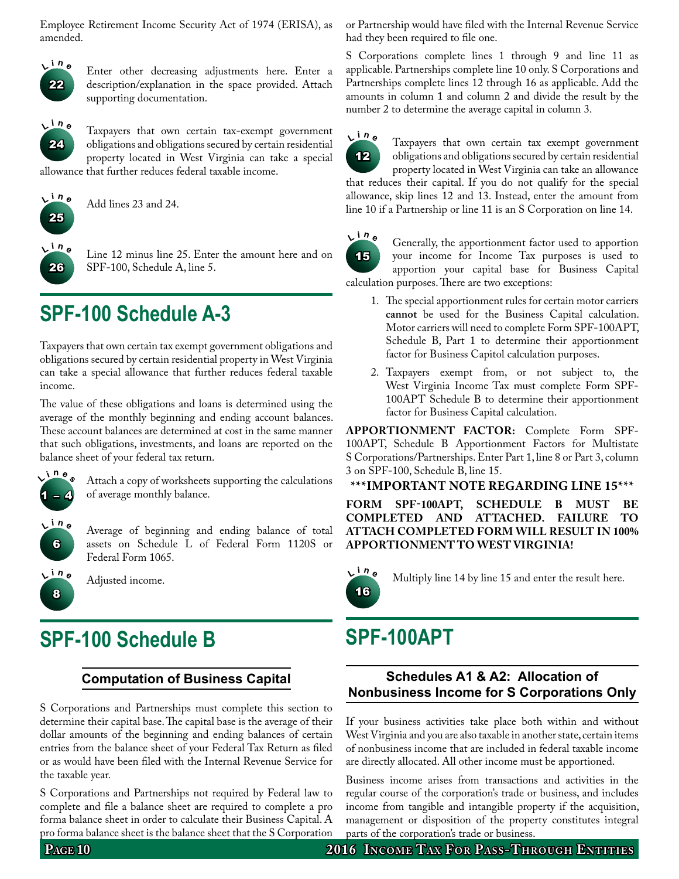Employee Retirement Income Security Act of 1974 (ERISA), as amended.

**Line 22** Enter other decreasing adjustments here. Enter a description/explanation in the space provided. Attach supporting documentation.

**Line 24** Taxpayers that own certain tax-exempt government obligations and obligations secured by certain residential property located in West Virginia can take a special allowance that further reduces federal taxable income.

**Line 25** Add lines 23 and 24.

**Line 26** Line 12 minus line 25. Enter the amount here and on SPF-100, Schedule A, line 5.

## SPF-100 Schedule A-3

Taxpayers that own certain tax exempt government obligations and obligations secured by certain residential property in West Virginia can take a special allowance that further reduces federal taxable income.

The value of these obligations and loans is determined using the average of the monthly beginning and ending account balances. These account balances are determined at cost in the same manner that such obligations, investments, and loans are reported on the balance sheet of your federal tax return.

**Lines 1 – 4** Attach a copy of worksheets supporting the calculations of average monthly balance.

**Line 6** Average of beginning and ending balance of total assets on Schedule L of Federal Form 1120S or Federal Form 1065.

**Line 8** Adjusted income.

## SPF-100 Schedule B

### Computation of Business Capital

S Corporations and Partnerships must complete this section to determine their capital base. The capital base is the average of their dollar amounts of the beginning and ending balances of certain entries from the balance sheet of your Federal Tax Return as filed or as would have been filed with the Internal Revenue Service for the taxable year.

S Corporations and Partnerships not required by Federal law to complete and file a balance sheet are required to complete a pro forma balance sheet in order to calculate their Business Capital. A pro forma balance sheet is the balance sheet that the S Corporation or Partnership would have filed with the Internal Revenue Service had they been required to file one.

S Corporations complete lines 1 through 9 and line 11 as applicable. Partnerships complete line 10 only. S Corporations and Partnerships complete lines 12 through 16 as applicable. Add the amounts in column 1 and column 2 and divide the result by the number 2 to determine the average capital in column 3.

**Line 12** Taxpayers that own certain tax exempt government obligations and obligations secured by certain residential property located in West Virginia can take an allowance that reduces their capital. If you do not qualify for the special allowance, skip lines 12 and 13. Instead, enter the amount from line 10 if a Partnership or line 11 is an S Corporation on line 14.

**Line 15** Generally, the apportionment factor used to apportion your income for Income Tax purposes is used to apportion your capital base for Business Capital calculation purposes. There are two exceptions:

1. The special apportionment rules for certain motor carriers **cannot** be used for the Business Capital calculation. Motor carriers will need to complete Form SPF-100APT, Schedule B, Part 1 to determine their apportionment factor for Business Capitol calculation purposes.
2. Taxpayers exempt from, or not subject to, the West Virginia Income Tax must complete Form SPF-100APT Schedule B to determine their apportionment factor for Business Capital calculation.

**APPORTIONMENT FACTOR:** Complete Form SPF-100APT, Schedule B Apportionment Factors for Multistate S Corporations/Partnerships. Enter Part 1, line 8 or Part 3, column 3 on SPF-100, Schedule B, line 15.

**\*\*\*IMPORTANT NOTE REGARDING LINE 15\*\*\***

**FORM SPF-100APT, SCHEDULE B MUST BE COMPLETED AND ATTACHED. FAILURE TO ATTACH COMPLETED FORM WILL RESULT IN 100% APPORTIONMENT TO WEST VIRGINIA!**

**Line 16** Multiply line 14 by line 15 and enter the result here.

## SPF-100APT

### Schedules A1 & A2: Allocation of Nonbusiness Income for S Corporations Only

If your business activities take place both within and without West Virginia and you are also taxable in another state, certain items of nonbusiness income that are included in federal taxable income are directly allocated. All other income must be apportioned.

Business income arises from transactions and activities in the regular course of the corporation's trade or business, and includes income from tangible and intangible property if the acquisition, management or disposition of the property constitutes integral parts of the corporation's trade or business.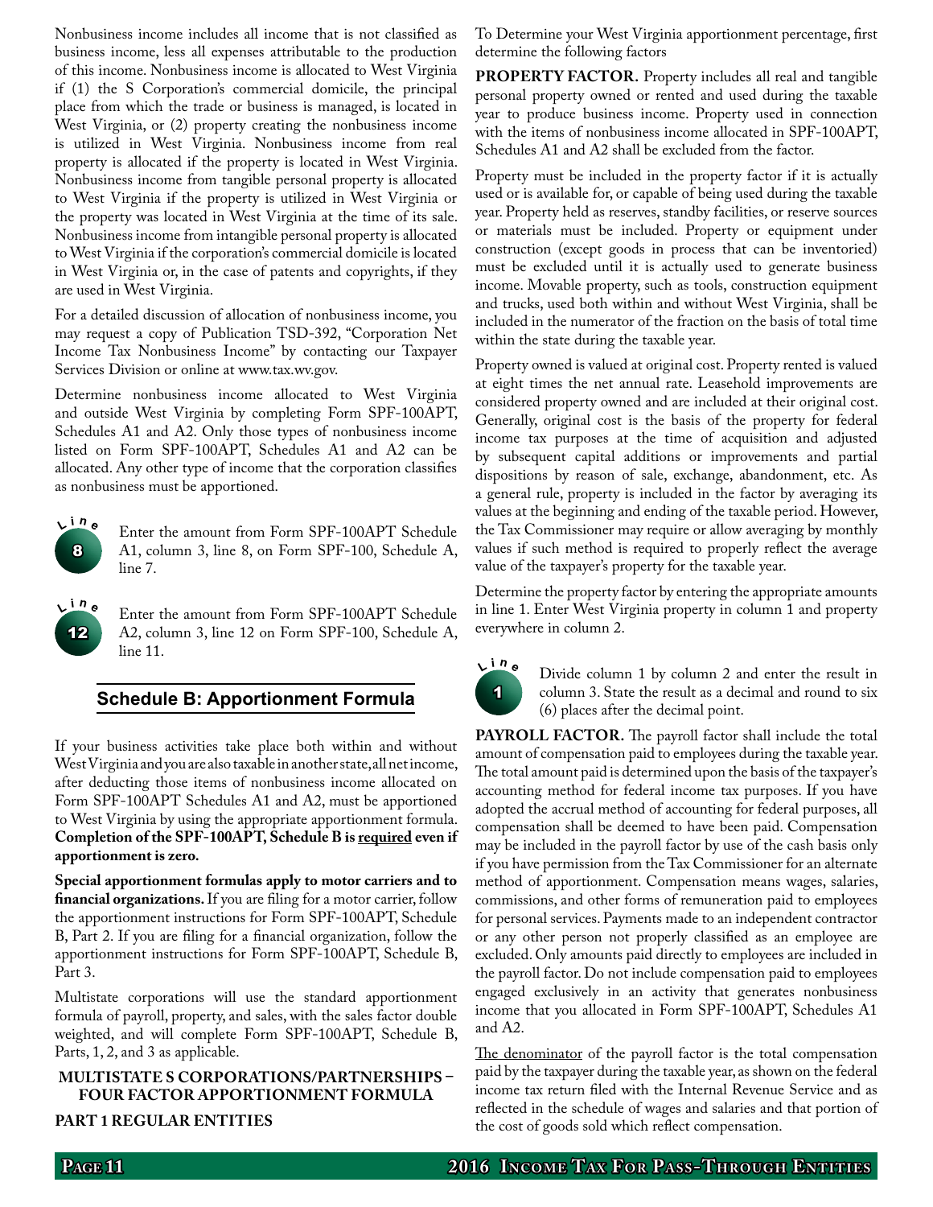Nonbusiness income includes all income that is not classified as business income, less all expenses attributable to the production of this income. Nonbusiness income is allocated to West Virginia if (1) the S Corporation's commercial domicile, the principal place from which the trade or business is managed, is located in West Virginia, or (2) property creating the nonbusiness income is utilized in West Virginia. Nonbusiness income from real property is allocated if the property is located in West Virginia. Nonbusiness income from tangible personal property is allocated to West Virginia if the property is utilized in West Virginia or the property was located in West Virginia at the time of its sale. Nonbusiness income from intangible personal property is allocated to West Virginia if the corporation's commercial domicile is located in West Virginia or, in the case of patents and copyrights, if they are used in West Virginia.

For a detailed discussion of allocation of nonbusiness income, you may request a copy of Publication TSD-392, "Corporation Net Income Tax Nonbusiness Income" by contacting our Taxpayer Services Division or online at www.tax.wv.gov.

Determine nonbusiness income allocated to West Virginia and outside West Virginia by completing Form SPF-100APT, Schedules A1 and A2. Only those types of nonbusiness income listed on Form SPF-100APT, Schedules A1 and A2 can be allocated. Any other type of income that the corporation classifies as nonbusiness must be apportioned.

**Line 8** Enter the amount from Form SPF-100APT Schedule A1, column 3, line 8, on Form SPF-100, Schedule A, line 7.

**Line 12** Enter the amount from Form SPF-100APT Schedule A2, column 3, line 12 on Form SPF-100, Schedule A, line 11.

## Schedule B: Apportionment Formula

If your business activities take place both within and without West Virginia and you are also taxable in another state, all net income, after deducting those items of nonbusiness income allocated on Form SPF-100APT Schedules A1 and A2, must be apportioned to West Virginia by using the appropriate apportionment formula. **Completion of the SPF-100APT, Schedule B is required even if apportionment is zero.**

**Special apportionment formulas apply to motor carriers and to financial organizations.** If you are filing for a motor carrier, follow the apportionment instructions for Form SPF-100APT, Schedule B, Part 2. If you are filing for a financial organization, follow the apportionment instructions for Form SPF-100APT, Schedule B, Part 3.

Multistate corporations will use the standard apportionment formula of payroll, property, and sales, with the sales factor double weighted, and will complete Form SPF-100APT, Schedule B, Parts, 1, 2, and 3 as applicable.

### MULTISTATE S CORPORATIONS/PARTNERSHIPS – FOUR FACTOR APPORTIONMENT FORMULA

### PART 1 REGULAR ENTITIES

To Determine your West Virginia apportionment percentage, first determine the following factors

**PROPERTY FACTOR.** Property includes all real and tangible personal property owned or rented and used during the taxable year to produce business income. Property used in connection with the items of nonbusiness income allocated in SPF-100APT, Schedules A1 and A2 shall be excluded from the factor.

Property must be included in the property factor if it is actually used or is available for, or capable of being used during the taxable year. Property held as reserves, standby facilities, or reserve sources or materials must be included. Property or equipment under construction (except goods in process that can be inventoried) must be excluded until it is actually used to generate business income. Movable property, such as tools, construction equipment and trucks, used both within and without West Virginia, shall be included in the numerator of the fraction on the basis of total time within the state during the taxable year.

Property owned is valued at original cost. Property rented is valued at eight times the net annual rate. Leasehold improvements are considered property owned and are included at their original cost. Generally, original cost is the basis of the property for federal income tax purposes at the time of acquisition and adjusted by subsequent capital additions or improvements and partial dispositions by reason of sale, exchange, abandonment, etc. As a general rule, property is included in the factor by averaging its values at the beginning and ending of the taxable period. However, the Tax Commissioner may require or allow averaging by monthly values if such method is required to properly reflect the average value of the taxpayer's property for the taxable year.

Determine the property factor by entering the appropriate amounts in line 1. Enter West Virginia property in column 1 and property everywhere in column 2.

**Line 1** Divide column 1 by column 2 and enter the result in column 3. State the result as a decimal and round to six (6) places after the decimal point.

**PAYROLL FACTOR.** The payroll factor shall include the total amount of compensation paid to employees during the taxable year. The total amount paid is determined upon the basis of the taxpayer's accounting method for federal income tax purposes. If you have adopted the accrual method of accounting for federal purposes, all compensation shall be deemed to have been paid. Compensation may be included in the payroll factor by use of the cash basis only if you have permission from the Tax Commissioner for an alternate method of apportionment. Compensation means wages, salaries, commissions, and other forms of remuneration paid to employees for personal services. Payments made to an independent contractor or any other person not properly classified as an employee are excluded. Only amounts paid directly to employees are included in the payroll factor. Do not include compensation paid to employees engaged exclusively in an activity that generates nonbusiness income that you allocated in Form SPF-100APT, Schedules A1 and A2.

The denominator of the payroll factor is the total compensation paid by the taxpayer during the taxable year, as shown on the federal income tax return filed with the Internal Revenue Service and as reflected in the schedule of wages and salaries and that portion of the cost of goods sold which reflect compensation.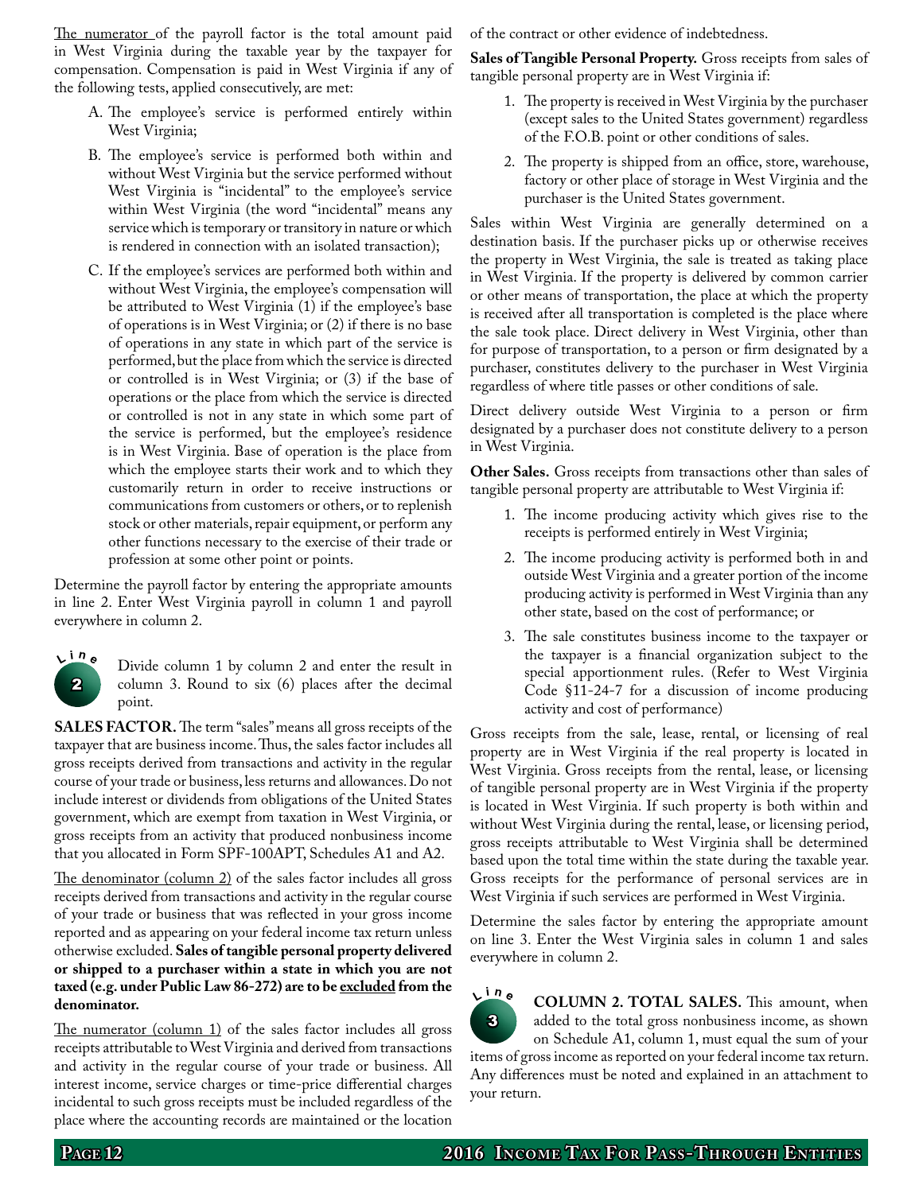The numerator of the payroll factor is the total amount paid in West Virginia during the taxable year by the taxpayer for compensation. Compensation is paid in West Virginia if any of the following tests, applied consecutively, are met:

A. The employee's service is performed entirely within West Virginia;

B. The employee's service is performed both within and without West Virginia but the service performed without West Virginia is "incidental" to the employee's service within West Virginia (the word "incidental" means any service which is temporary or transitory in nature or which is rendered in connection with an isolated transaction);

C. If the employee's services are performed both within and without West Virginia, the employee's compensation will be attributed to West Virginia (1) if the employee's base of operations is in West Virginia; or (2) if there is no base of operations in any state in which part of the service is performed, but the place from which the service is directed or controlled is in West Virginia; or (3) if the base of operations or the place from which the service is directed or controlled is not in any state in which some part of the service is performed, but the employee's residence is in West Virginia. Base of operation is the place from which the employee starts their work and to which they customarily return in order to receive instructions or communications from customers or others, or to replenish stock or other materials, repair equipment, or perform any other functions necessary to the exercise of their trade or profession at some other point or points.

Determine the payroll factor by entering the appropriate amounts in line 2. Enter West Virginia payroll in column 1 and payroll everywhere in column 2.

**Line 2** Divide column 1 by column 2 and enter the result in column 3. Round to six (6) places after the decimal point.

**SALES FACTOR.** The term "sales" means all gross receipts of the taxpayer that are business income. Thus, the sales factor includes all gross receipts derived from transactions and activity in the regular course of your trade or business, less returns and allowances. Do not include interest or dividends from obligations of the United States government, which are exempt from taxation in West Virginia, or gross receipts from an activity that produced nonbusiness income that you allocated in Form SPF-100APT, Schedules A1 and A2.

The denominator (column 2) of the sales factor includes all gross receipts derived from transactions and activity in the regular course of your trade or business that was reflected in your gross income reported and as appearing on your federal income tax return unless otherwise excluded. **Sales of tangible personal property delivered or shipped to a purchaser within a state in which you are not taxed (e.g. under Public Law 86-272) are to be excluded from the denominator.**

The numerator (column 1) of the sales factor includes all gross receipts attributable to West Virginia and derived from transactions and activity in the regular course of your trade or business. All interest income, service charges or time-price differential charges incidental to such gross receipts must be included regardless of the place where the accounting records are maintained or the location of the contract or other evidence of indebtedness.

**Sales of Tangible Personal Property.** Gross receipts from sales of tangible personal property are in West Virginia if:

1. The property is received in West Virginia by the purchaser (except sales to the United States government) regardless of the F.O.B. point or other conditions of sales.
2. The property is shipped from an office, store, warehouse, factory or other place of storage in West Virginia and the purchaser is the United States government.

Sales within West Virginia are generally determined on a destination basis. If the purchaser picks up or otherwise receives the property in West Virginia, the sale is treated as taking place in West Virginia. If the property is delivered by common carrier or other means of transportation, the place at which the property is received after all transportation is completed is the place where the sale took place. Direct delivery in West Virginia, other than for purpose of transportation, to a person or firm designated by a purchaser, constitutes delivery to the purchaser in West Virginia regardless of where title passes or other conditions of sale.

Direct delivery outside West Virginia to a person or firm designated by a purchaser does not constitute delivery to a person in West Virginia.

**Other Sales.** Gross receipts from transactions other than sales of tangible personal property are attributable to West Virginia if:

1. The income producing activity which gives rise to the receipts is performed entirely in West Virginia;
2. The income producing activity is performed both in and outside West Virginia and a greater portion of the income producing activity is performed in West Virginia than any other state, based on the cost of performance; or
3. The sale constitutes business income to the taxpayer or the taxpayer is a financial organization subject to the special apportionment rules. (Refer to West Virginia Code §11-24-7 for a discussion of income producing activity and cost of performance)

Gross receipts from the sale, lease, rental, or licensing of real property are in West Virginia if the real property is located in West Virginia. Gross receipts from the rental, lease, or licensing of tangible personal property are in West Virginia if the property is located in West Virginia. If such property is both within and without West Virginia during the rental, lease, or licensing period, gross receipts attributable to West Virginia shall be determined based upon the total time within the state during the taxable year. Gross receipts for the performance of personal services are in West Virginia if such services are performed in West Virginia.

Determine the sales factor by entering the appropriate amount on line 3. Enter the West Virginia sales in column 1 and sales everywhere in column 2.

**Line 3** **COLUMN 2. TOTAL SALES.** This amount, when added to the total gross nonbusiness income, as shown on Schedule A1, column 1, must equal the sum of your items of gross income as reported on your federal income tax return. Any differences must be noted and explained in an attachment to your return.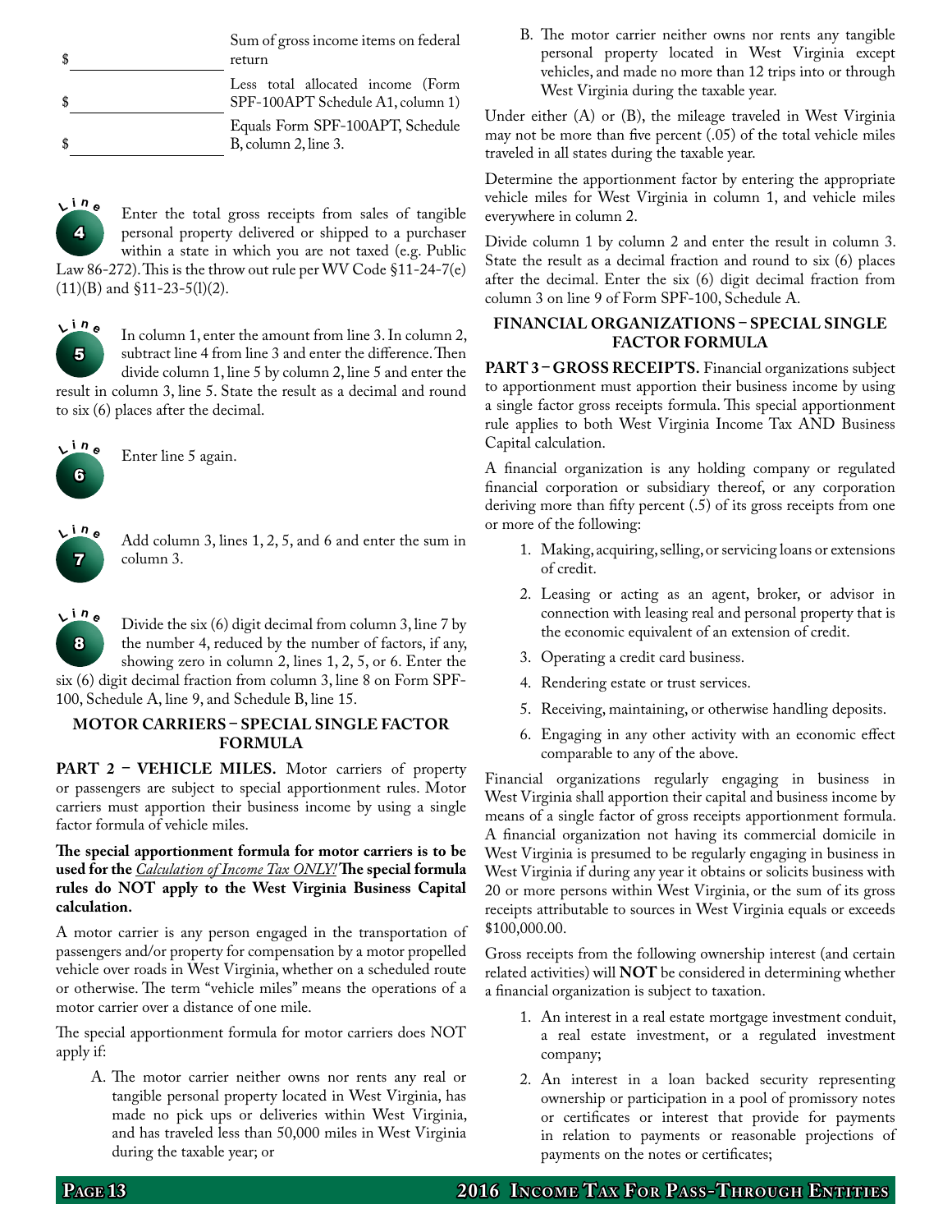| $ | Sum of gross income items on federal return |
|---|---|
| $ | Less total allocated income (Form SPF-100APT Schedule A1, column 1) |
| $ | Equals Form SPF-100APT, Schedule B, column 2, line 3. |

**Line 4** Enter the total gross receipts from sales of tangible personal property delivered or shipped to a purchaser within a state in which you are not taxed (e.g. Public Law 86-272). This is the throw out rule per WV Code §11-24-7(e)(11)(B) and §11-23-5(l)(2).

**Line 5** In column 1, enter the amount from line 3. In column 2, subtract line 4 from line 3 and enter the difference. Then divide column 1, line 5 by column 2, line 5 and enter the result in column 3, line 5. State the result as a decimal and round to six (6) places after the decimal.

**Line 6** Enter line 5 again.

**Line 7** Add column 3, lines 1, 2, 5, and 6 and enter the sum in column 3.

**Line 8** Divide the six (6) digit decimal from column 3, line 7 by the number 4, reduced by the number of factors, if any, showing zero in column 2, lines 1, 2, 5, or 6. Enter the six (6) digit decimal fraction from column 3, line 8 on Form SPF-100, Schedule A, line 9, and Schedule B, line 15.

## MOTOR CARRIERS – SPECIAL SINGLE FACTOR FORMULA

**PART 2 – VEHICLE MILES.** Motor carriers of property or passengers are subject to special apportionment rules. Motor carriers must apportion their business income by using a single factor formula of vehicle miles.

**The special apportionment formula for motor carriers is to be used for the *Calculation of Income Tax ONLY!* The special formula rules do NOT apply to the West Virginia Business Capital calculation.**

A motor carrier is any person engaged in the transportation of passengers and/or property for compensation by a motor propelled vehicle over roads in West Virginia, whether on a scheduled route or otherwise. The term "vehicle miles" means the operations of a motor carrier over a distance of one mile.

The special apportionment formula for motor carriers does NOT apply if:

A. The motor carrier neither owns nor rents any real or tangible personal property located in West Virginia, has made no pick ups or deliveries within West Virginia, and has traveled less than 50,000 miles in West Virginia during the taxable year; or

B. The motor carrier neither owns nor rents any tangible personal property located in West Virginia except vehicles, and made no more than 12 trips into or through West Virginia during the taxable year.

Under either (A) or (B), the mileage traveled in West Virginia may not be more than five percent (.05) of the total vehicle miles traveled in all states during the taxable year.

Determine the apportionment factor by entering the appropriate vehicle miles for West Virginia in column 1, and vehicle miles everywhere in column 2.

Divide column 1 by column 2 and enter the result in column 3. State the result as a decimal fraction and round to six (6) places after the decimal. Enter the six (6) digit decimal fraction from column 3 on line 9 of Form SPF-100, Schedule A.

## FINANCIAL ORGANIZATIONS – SPECIAL SINGLE FACTOR FORMULA

**PART 3 – GROSS RECEIPTS.** Financial organizations subject to apportionment must apportion their business income by using a single factor gross receipts formula. This special apportionment rule applies to both West Virginia Income Tax AND Business Capital calculation.

A financial organization is any holding company or regulated financial corporation or subsidiary thereof, or any corporation deriving more than fifty percent (.5) of its gross receipts from one or more of the following:

1. Making, acquiring, selling, or servicing loans or extensions of credit.
2. Leasing or acting as an agent, broker, or advisor in connection with leasing real and personal property that is the economic equivalent of an extension of credit.
3. Operating a credit card business.
4. Rendering estate or trust services.
5. Receiving, maintaining, or otherwise handling deposits.
6. Engaging in any other activity with an economic effect comparable to any of the above.

Financial organizations regularly engaging in business in West Virginia shall apportion their capital and business income by means of a single factor of gross receipts apportionment formula. A financial organization not having its commercial domicile in West Virginia is presumed to be regularly engaging in business in West Virginia if during any year it obtains or solicits business with 20 or more persons within West Virginia, or the sum of its gross receipts attributable to sources in West Virginia equals or exceeds $100,000.00.

Gross receipts from the following ownership interest (and certain related activities) will **NOT** be considered in determining whether a financial organization is subject to taxation.

1. An interest in a real estate mortgage investment conduit, a real estate investment, or a regulated investment company;
2. An interest in a loan backed security representing ownership or participation in a pool of promissory notes or certificates or interest that provide for payments in relation to payments or reasonable projections of payments on the notes or certificates;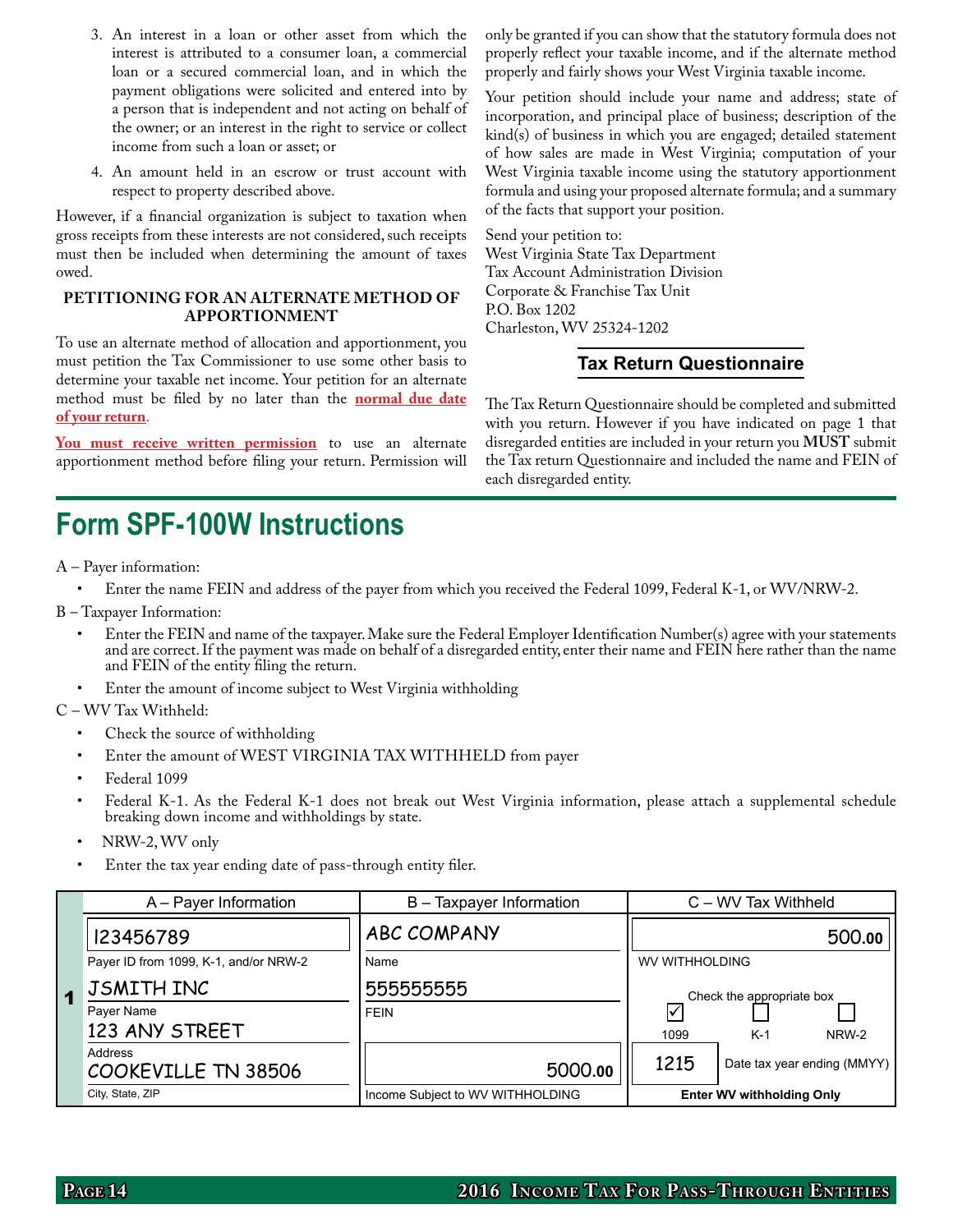3. An interest in a loan or other asset from which the interest is attributed to a consumer loan, a commercial loan or a secured commercial loan, and in which the payment obligations were solicited and entered into by a person that is independent and not acting on behalf of the owner; or an interest in the right to service or collect income from such a loan or asset; or

4. An amount held in an escrow or trust account with respect to property described above.

However, if a financial organization is subject to taxation when gross receipts from these interests are not considered, such receipts must then be included when determining the amount of taxes owed.

### PETITIONING FOR AN ALTERNATE METHOD OF APPORTIONMENT

To use an alternate method of allocation and apportionment, you must petition the Tax Commissioner to use some other basis to determine your taxable net income. Your petition for an alternate method must be filed by no later than the **normal due date of your return**.

**You must receive written permission** to use an alternate apportionment method before filing your return. Permission will only be granted if you can show that the statutory formula does not properly reflect your taxable income, and if the alternate method properly and fairly shows your West Virginia taxable income.

Your petition should include your name and address; state of incorporation, and principal place of business; description of the kind(s) of business in which you are engaged; detailed statement of how sales are made in West Virginia; computation of your West Virginia taxable income using the statutory apportionment formula and using your proposed alternate formula; and a summary of the facts that support your position.

Send your petition to:
West Virginia State Tax Department
Tax Account Administration Division
Corporate & Franchise Tax Unit
P.O. Box 1202
Charleston, WV 25324-1202

### Tax Return Questionnaire

The Tax Return Questionnaire should be completed and submitted with you return. However if you have indicated on page 1 that disregarded entities are included in your return you **MUST** submit the Tax return Questionnaire and included the name and FEIN of each disregarded entity.

# Form SPF-100W Instructions

A – Payer information:

- Enter the name FEIN and address of the payer from which you received the Federal 1099, Federal K-1, or WV/NRW-2.

B – Taxpayer Information:

- Enter the FEIN and name of the taxpayer. Make sure the Federal Employer Identification Number(s) agree with your statements and are correct. If the payment was made on behalf of a disregarded entity, enter their name and FEIN here rather than the name and FEIN of the entity filing the return.
- Enter the amount of income subject to West Virginia withholding

C – WV Tax Withheld:

- Check the source of withholding
- Enter the amount of WEST VIRGINIA TAX WITHHELD from payer
- Federal 1099
- Federal K-1. As the Federal K-1 does not break out West Virginia information, please attach a supplemental schedule breaking down income and withholdings by state.
- NRW-2, WV only
- Enter the tax year ending date of pass-through entity filer.

| | A – Payer Information | B – Taxpayer Information | C – WV Tax Withheld |
|---|---|---|---|
| 1 | 123456789<br>Payer ID from 1099, K-1, and/or NRW-2 | ABC COMPANY<br>Name | 500.00<br>WV WITHHOLDING |
| | JSMITH INC<br>Payer Name | 555555555<br>FEIN | Check the appropriate box<br>☑ 1099 ☐ K-1 ☐ NRW-2 |
| | 123 ANY STREET<br>Address<br>COOKEVILLE TN 38506<br>City, State, ZIP | 5000.00<br>Income Subject to WV WITHHOLDING | 1215 Date tax year ending (MMYY)<br>Enter WV withholding Only |